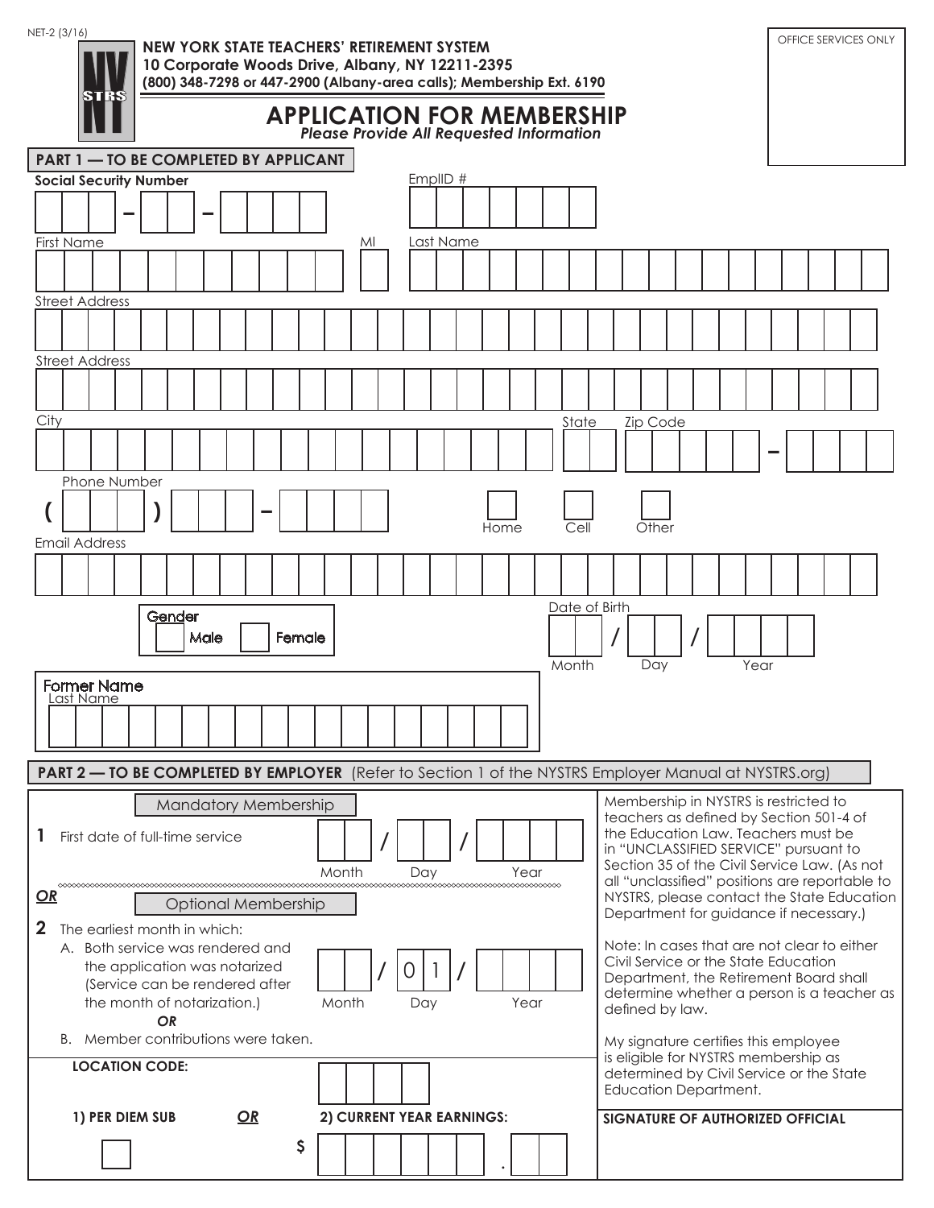NET-2 (3/16)

**NEW YORK STATE TEACHERS' RETIREMENT SYSTEM**
**10 Corporate Woods Drive, Albany, NY 12211-2395**
**(800) 348-7298 or 447-2900 (Albany-area calls); Membership Ext. 6190**

OFFICE SERVICES ONLY

# APPLICATION FOR MEMBERSHIP

***Please Provide All Requested Information***

## PART 1 — TO BE COMPLETED BY APPLICANT

**Social Security Number** ___ – ___ – ___

EmplID # ___

First Name ___ MI ___ Last Name ___

Street Address ___

Street Address ___

City ___ State ___ Zip Code ___ – ___

Phone Number ( ___ ) ___ – ___ ☐ Home ☐ Cell ☐ Other

Email Address ___

Gender ☐ Male ☐ Female

Date of Birth ___ / ___ / ___
Month Day Year

Former Name
Last Name ___

## PART 2 — TO BE COMPLETED BY EMPLOYER (Refer to Section 1 of the NYSTRS Employer Manual at NYSTRS.org)

Mandatory Membership

**1** First date of full-time service ___ / ___ / ___
Month Day Year

***OR***

Optional Membership

**2** The earliest month in which:

A. Both service was rendered and the application was notarized (Service can be rendered after the month of notarization.) ___ / 01 / ___
Month Day Year

***OR***

B. Member contributions were taken.

**LOCATION CODE:** ___

**1) PER DIEM SUB** ☐ ***OR*** **2) CURRENT YEAR EARNINGS:** $ ___ . ___

Membership in NYSTRS is restricted to teachers as defined by Section 501-4 of the Education Law. Teachers must be in "UNCLASSIFIED SERVICE" pursuant to Section 35 of the Civil Service Law. (As not all "unclassified" positions are reportable to NYSTRS, please contact the State Education Department for guidance if necessary.)

Note: In cases that are not clear to either Civil Service or the State Education Department, the Retirement Board shall determine whether a person is a teacher as defined by law.

My signature certifies this employee is eligible for NYSTRS membership as determined by Civil Service or the State Education Department.

**SIGNATURE OF AUTHORIZED OFFICIAL**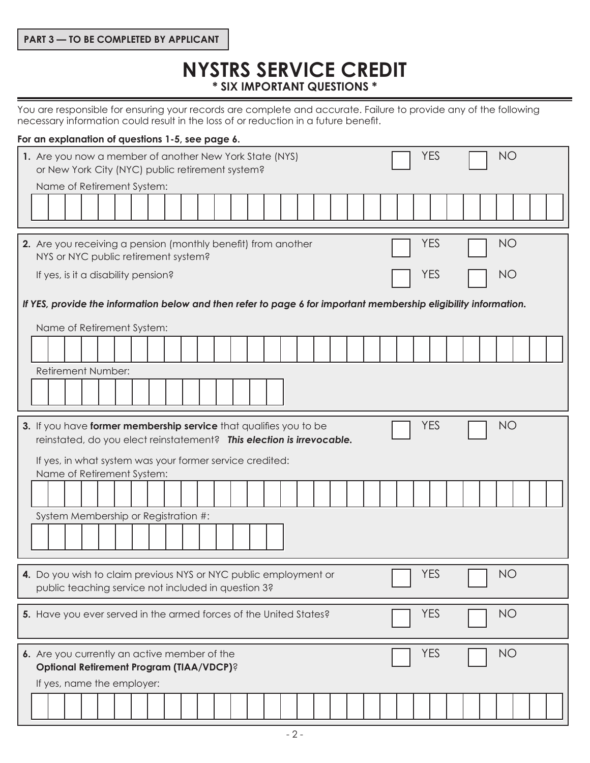**PART 3 — TO BE COMPLETED BY APPLICANT**

# NYSTRS SERVICE CREDIT

**\* SIX IMPORTANT QUESTIONS \***

You are responsible for ensuring your records are complete and accurate. Failure to provide any of the following necessary information could result in the loss of or reduction in a future benefit.

**For an explanation of questions 1-5, see page 6.**

**1.** Are you now a member of another New York State (NYS) or New York City (NYC) public retirement system? ☐ YES ☐ NO

Name of Retirement System:

**2.** Are you receiving a pension (monthly benefit) from another NYS or NYC public retirement system? ☐ YES ☐ NO

If yes, is it a disability pension? ☐ YES ☐ NO

***If YES, provide the information below and then refer to page 6 for important membership eligibility information.***

Name of Retirement System:

Retirement Number:

**3.** If you have **former membership service** that qualifies you to be reinstated, do you elect reinstatement? ***This election is irrevocable.*** ☐ YES ☐ NO

If yes, in what system was your former service credited:
Name of Retirement System:

System Membership or Registration #:

**4.** Do you wish to claim previous NYS or NYC public employment or public teaching service not included in question 3? ☐ YES ☐ NO

**5.** Have you ever served in the armed forces of the United States? ☐ YES ☐ NO

**6.** Are you currently an active member of the **Optional Retirement Program (TIAA/VDCP)**? ☐ YES ☐ NO

If yes, name the employer: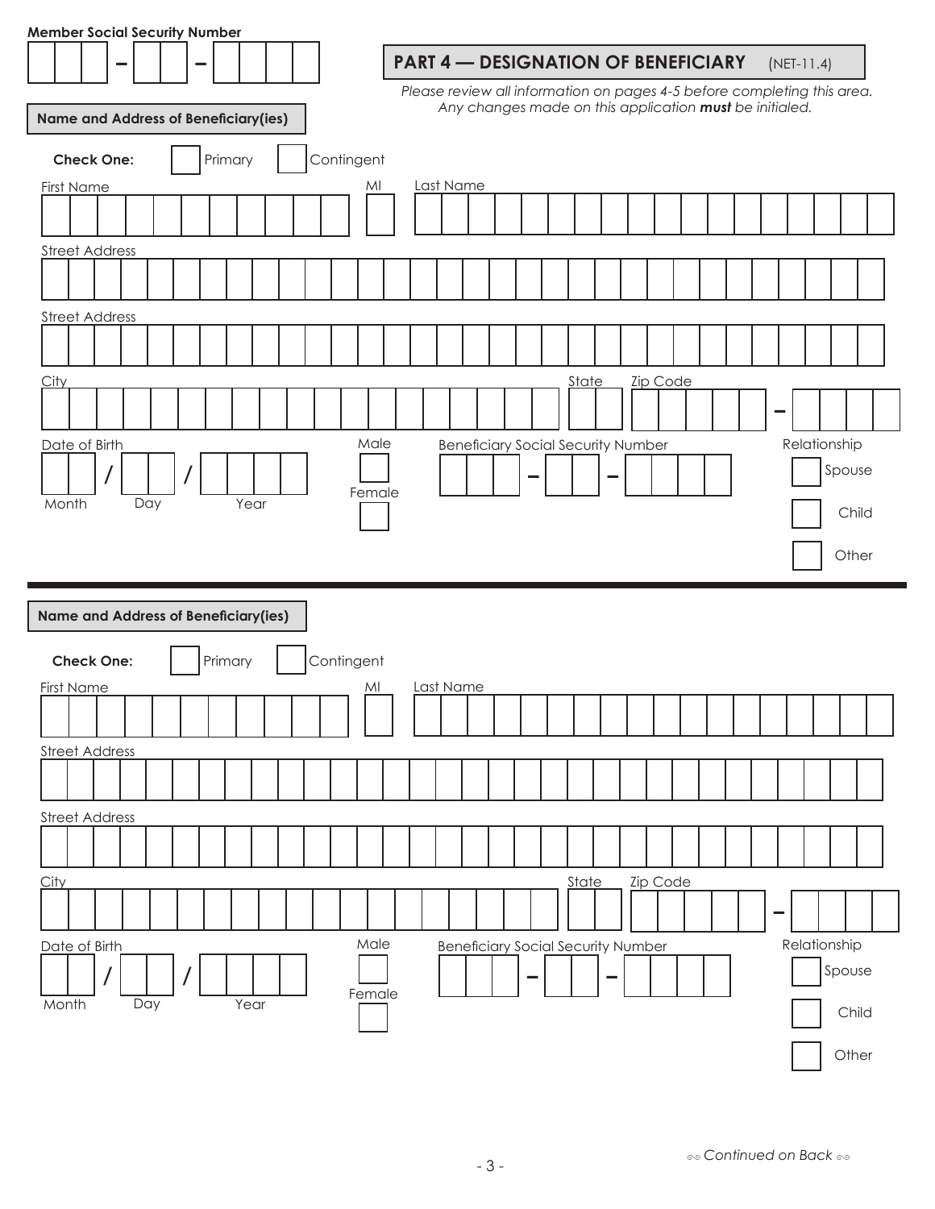**Member Social Security Number**

☐☐☐ – ☐☐ – ☐☐☐☐

## PART 4 — DESIGNATION OF BENEFICIARY (NET-11.4)

*Please review all information on pages 4-5 before completing this area. Any changes made on this application **must** be initialed.*

**Name and Address of Beneficiary(ies)**

**Check One:** ☐ Primary ☐ Contingent

First Name | MI | Last Name

Street Address

Street Address

City | State | Zip Code –

Date of Birth (Month / Day / Year)

☐ Male ☐ Female

Beneficiary Social Security Number ☐☐☐ – ☐☐ – ☐☐☐☐

Relationship: ☐ Spouse ☐ Child ☐ Other

---

**Name and Address of Beneficiary(ies)**

**Check One:** ☐ Primary ☐ Contingent

First Name | MI | Last Name

Street Address

Street Address

City | State | Zip Code –

Date of Birth (Month / Day / Year)

☐ Male ☐ Female

Beneficiary Social Security Number ☐☐☐ – ☐☐ – ☐☐☐☐

Relationship: ☐ Spouse ☐ Child ☐ Other

*Continued on Back*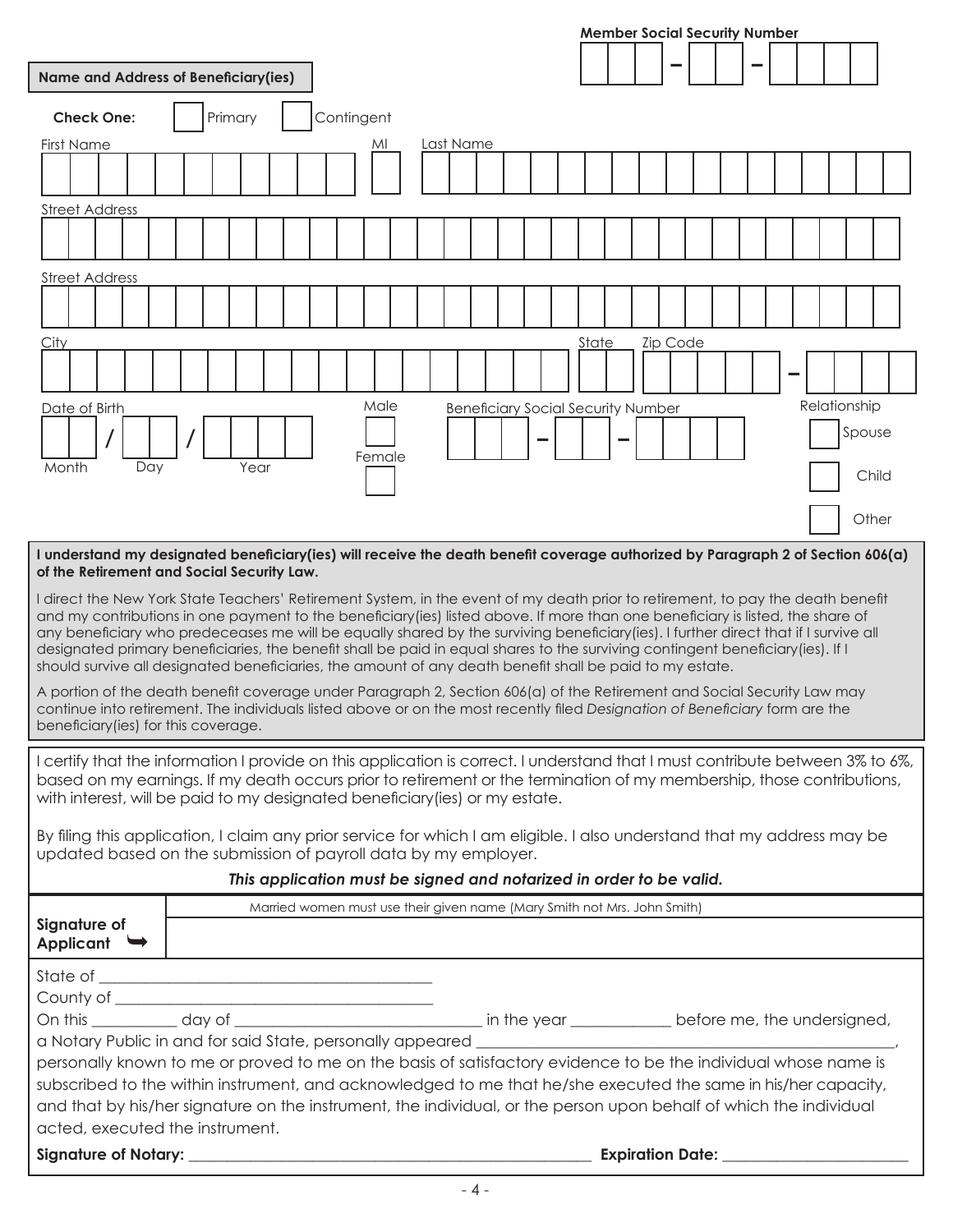**Member Social Security Number**

\_\_\_ – \_\_ – \_\_\_\_

**Name and Address of Beneficiary(ies)**

**Check One:** ☐ Primary ☐ Contingent

First Name | MI | Last Name

Street Address

Street Address

City | State | Zip Code

Date of Birth (Month / Day / Year) | Male ☐ Female ☐ | Beneficiary Social Security Number \_\_\_ – \_\_ – \_\_\_\_ | Relationship: ☐ Spouse ☐ Child ☐ Other

**I understand my designated beneficiary(ies) will receive the death benefit coverage authorized by Paragraph 2 of Section 606(a) of the Retirement and Social Security Law.**

I direct the New York State Teachers' Retirement System, in the event of my death prior to retirement, to pay the death benefit and my contributions in one payment to the beneficiary(ies) listed above. If more than one beneficiary is listed, the share of any beneficiary who predeceases me will be equally shared by the surviving beneficiary(ies). I further direct that if I survive all designated primary beneficiaries, the benefit shall be paid in equal shares to the surviving contingent beneficiary(ies). If I should survive all designated beneficiaries, the amount of any death benefit shall be paid to my estate.

A portion of the death benefit coverage under Paragraph 2, Section 606(a) of the Retirement and Social Security Law may continue into retirement. The individuals listed above or on the most recently filed *Designation of Beneficiary* form are the beneficiary(ies) for this coverage.

I certify that the information I provide on this application is correct. I understand that I must contribute between 3% to 6%, based on my earnings. If my death occurs prior to retirement or the termination of my membership, those contributions, with interest, will be paid to my designated beneficiary(ies) or my estate.

By filing this application, I claim any prior service for which I am eligible. I also understand that my address may be updated based on the submission of payroll data by my employer.

***This application must be signed and notarized in order to be valid.***

**Signature of Applicant** ➥ \_\_\_\_\_\_\_\_\_\_\_\_\_\_\_\_\_\_\_\_\_\_\_\_\_\_\_\_\_\_
Married women must use their given name (Mary Smith not Mrs. John Smith)

State of \_\_\_\_\_\_\_\_\_\_\_\_\_\_\_\_\_\_\_\_\_\_\_\_\_\_\_\_\_\_\_\_\_\_\_\_\_\_\_\_\_\_

County of \_\_\_\_\_\_\_\_\_\_\_\_\_\_\_\_\_\_\_\_\_\_\_\_\_\_\_\_\_\_\_\_\_\_\_\_\_\_\_\_

On this \_\_\_\_\_\_\_\_\_\_ day of \_\_\_\_\_\_\_\_\_\_\_\_\_\_\_\_\_\_\_\_\_\_\_\_\_\_\_\_\_\_ in the year \_\_\_\_\_\_\_\_\_\_\_\_ before me, the undersigned, a Notary Public in and for said State, personally appeared \_\_\_\_\_\_\_\_\_\_\_\_\_\_\_\_\_\_\_\_\_\_\_\_\_\_\_\_\_\_\_\_\_\_\_\_\_\_\_\_\_\_\_\_\_\_\_\_\_\_, personally known to me or proved to me on the basis of satisfactory evidence to be the individual whose name is subscribed to the within instrument, and acknowledged to me that he/she executed the same in his/her capacity, and that by his/her signature on the instrument, the individual, or the person upon behalf of which the individual acted, executed the instrument.

**Signature of Notary:** \_\_\_\_\_\_\_\_\_\_\_\_\_\_\_\_\_\_\_\_\_\_\_\_\_\_\_\_\_\_\_\_\_\_\_\_\_\_\_\_\_\_\_\_\_\_\_\_\_\_\_\_ **Expiration Date:** \_\_\_\_\_\_\_\_\_\_\_\_\_\_\_\_\_\_\_\_\_\_\_\_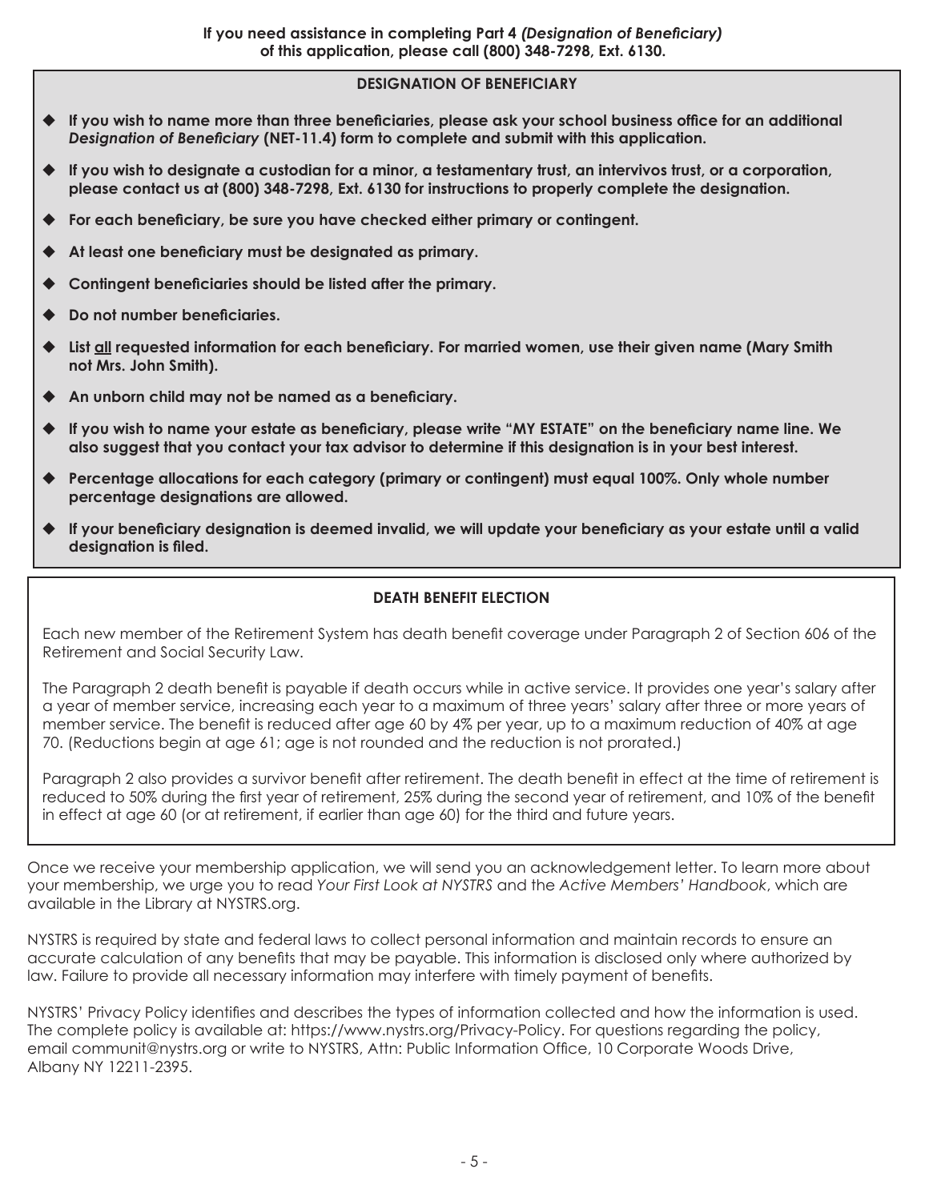**If you need assistance in completing Part 4 *(Designation of Beneficiary)* of this application, please call (800) 348-7298, Ext. 6130.**

## DESIGNATION OF BENEFICIARY

- **If you wish to name more than three beneficiaries, please ask your school business office for an additional *Designation of Beneficiary* (NET-11.4) form to complete and submit with this application.**
- **If you wish to designate a custodian for a minor, a testamentary trust, an intervivos trust, or a corporation, please contact us at (800) 348-7298, Ext. 6130 for instructions to properly complete the designation.**
- **For each beneficiary, be sure you have checked either primary or contingent.**
- **At least one beneficiary must be designated as primary.**
- **Contingent beneficiaries should be listed after the primary.**
- **Do not number beneficiaries.**
- **List <u>all</u> requested information for each beneficiary. For married women, use their given name (Mary Smith not Mrs. John Smith).**
- **An unborn child may not be named as a beneficiary.**
- **If you wish to name your estate as beneficiary, please write "MY ESTATE" on the beneficiary name line. We also suggest that you contact your tax advisor to determine if this designation is in your best interest.**
- **Percentage allocations for each category (primary or contingent) must equal 100%. Only whole number percentage designations are allowed.**
- **If your beneficiary designation is deemed invalid, we will update your beneficiary as your estate until a valid designation is filed.**

## DEATH BENEFIT ELECTION

Each new member of the Retirement System has death benefit coverage under Paragraph 2 of Section 606 of the Retirement and Social Security Law.

The Paragraph 2 death benefit is payable if death occurs while in active service. It provides one year's salary after a year of member service, increasing each year to a maximum of three years' salary after three or more years of member service. The benefit is reduced after age 60 by 4% per year, up to a maximum reduction of 40% at age 70. (Reductions begin at age 61; age is not rounded and the reduction is not prorated.)

Paragraph 2 also provides a survivor benefit after retirement. The death benefit in effect at the time of retirement is reduced to 50% during the first year of retirement, 25% during the second year of retirement, and 10% of the benefit in effect at age 60 (or at retirement, if earlier than age 60) for the third and future years.

Once we receive your membership application, we will send you an acknowledgement letter. To learn more about your membership, we urge you to read *Your First Look at NYSTRS* and the *Active Members' Handbook*, which are available in the Library at NYSTRS.org.

NYSTRS is required by state and federal laws to collect personal information and maintain records to ensure an accurate calculation of any benefits that may be payable. This information is disclosed only where authorized by law. Failure to provide all necessary information may interfere with timely payment of benefits.

NYSTRS' Privacy Policy identifies and describes the types of information collected and how the information is used. The complete policy is available at: https://www.nystrs.org/Privacy-Policy. For questions regarding the policy, email communit@nystrs.org or write to NYSTRS, Attn: Public Information Office, 10 Corporate Woods Drive, Albany NY 12211-2395.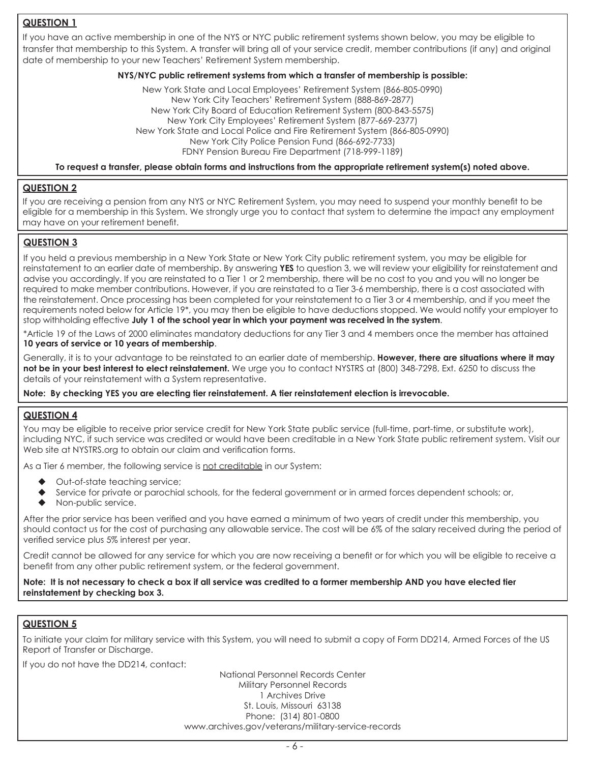## QUESTION 1

If you have an active membership in one of the NYS or NYC public retirement systems shown below, you may be eligible to transfer that membership to this System. A transfer will bring all of your service credit, member contributions (if any) and original date of membership to your new Teachers' Retirement System membership.

**NYS/NYC public retirement systems from which a transfer of membership is possible:**

New York State and Local Employees' Retirement System (866-805-0990)
New York City Teachers' Retirement System (888-869-2877)
New York City Board of Education Retirement System (800-843-5575)
New York City Employees' Retirement System (877-669-2377)
New York State and Local Police and Fire Retirement System (866-805-0990)
New York City Police Pension Fund (866-692-7733)
FDNY Pension Bureau Fire Department (718-999-1189)

**To request a transfer, please obtain forms and instructions from the appropriate retirement system(s) noted above.**

## QUESTION 2

If you are receiving a pension from any NYS or NYC Retirement System, you may need to suspend your monthly benefit to be eligible for a membership in this System. We strongly urge you to contact that system to determine the impact any employment may have on your retirement benefit.

## QUESTION 3

If you held a previous membership in a New York State or New York City public retirement system, you may be eligible for reinstatement to an earlier date of membership. By answering **YES** to question 3, we will review your eligibility for reinstatement and advise you accordingly. If you are reinstated to a Tier 1 or 2 membership, there will be no cost to you and you will no longer be required to make member contributions. However, if you are reinstated to a Tier 3-6 membership, there is a cost associated with the reinstatement. Once processing has been completed for your reinstatement to a Tier 3 or 4 membership, and if you meet the requirements noted below for Article 19*, you may then be eligible to have deductions stopped. We would notify your employer to stop withholding effective **July 1 of the school year in which your payment was received in the system**.

*Article 19 of the Laws of 2000 eliminates mandatory deductions for any Tier 3 and 4 members once the member has attained **10 years of service or 10 years of membership**.

Generally, it is to your advantage to be reinstated to an earlier date of membership. **However, there are situations where it may not be in your best interest to elect reinstatement.** We urge you to contact NYSTRS at (800) 348-7298, Ext. 6250 to discuss the details of your reinstatement with a System representative.

**Note: By checking YES you are electing tier reinstatement. A tier reinstatement election is irrevocable.**

## QUESTION 4

You may be eligible to receive prior service credit for New York State public service (full-time, part-time, or substitute work), including NYC, if such service was credited or would have been creditable in a New York State public retirement system. Visit our Web site at NYSTRS.org to obtain our claim and verification forms.

As a Tier 6 member, the following service is not creditable in our System:

- Out-of-state teaching service;
- Service for private or parochial schools, for the federal government or in armed forces dependent schools; or,
- Non-public service.

After the prior service has been verified and you have earned a minimum of two years of credit under this membership, you should contact us for the cost of purchasing any allowable service. The cost will be 6% of the salary received during the period of verified service plus 5% interest per year.

Credit cannot be allowed for any service for which you are now receiving a benefit or for which you will be eligible to receive a benefit from any other public retirement system, or the federal government.

**Note: It is not necessary to check a box if all service was credited to a former membership AND you have elected tier reinstatement by checking box 3.**

## QUESTION 5

To initiate your claim for military service with this System, you will need to submit a copy of Form DD214, Armed Forces of the US Report of Transfer or Discharge.

If you do not have the DD214, contact:

National Personnel Records Center
Military Personnel Records
1 Archives Drive
St. Louis, Missouri 63138
Phone: (314) 801-0800
www.archives.gov/veterans/military-service-records